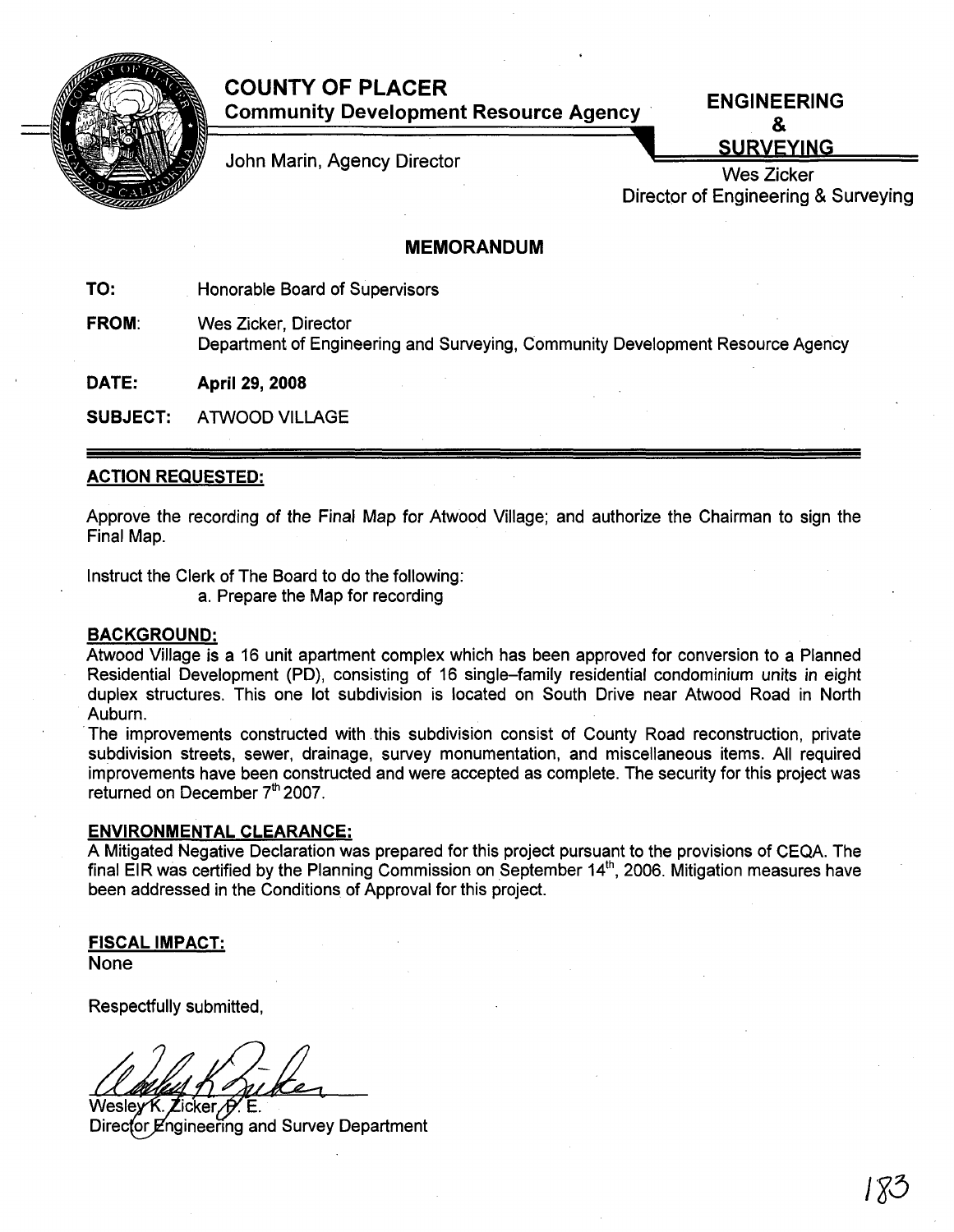# COUNTY OF PLACER

**Community Development Resource Agency**

John Marin, Agency Director

**ENGINEERING & SURVEYING**

Wes Zicker
Director of Engineering & Surveying

## MEMORANDUM

**TO:** Honorable Board of Supervisors

**FROM:** Wes Zicker, Director
Department of Engineering and Surveying, Community Development Resource Agency

**DATE:** **April 29, 2008**

**SUBJECT:** ATWOOD VILLAGE

---

**ACTION REQUESTED:**

Approve the recording of the Final Map for Atwood Village; and authorize the Chairman to sign the Final Map.

Instruct the Clerk of The Board to do the following:

a. Prepare the Map for recording

**BACKGROUND:**

Atwood Village is a 16 unit apartment complex which has been approved for conversion to a Planned Residential Development (PD), consisting of 16 single–family residential condominium units in eight duplex structures. This one lot subdivision is located on South Drive near Atwood Road in North Auburn.

The improvements constructed with this subdivision consist of County Road reconstruction, private subdivision streets, sewer, drainage, survey monumentation, and miscellaneous items. All required improvements have been constructed and were accepted as complete. The security for this project was returned on December 7th 2007.

**ENVIRONMENTAL CLEARANCE:**

A Mitigated Negative Declaration was prepared for this project pursuant to the provisions of CEQA. The final EIR was certified by the Planning Commission on September 14th, 2006. Mitigation measures have been addressed in the Conditions of Approval for this project.

**FISCAL IMPACT:**

None

Respectfully submitted,

Wesley K. Zicker, P. E.
Director Engineering and Survey Department